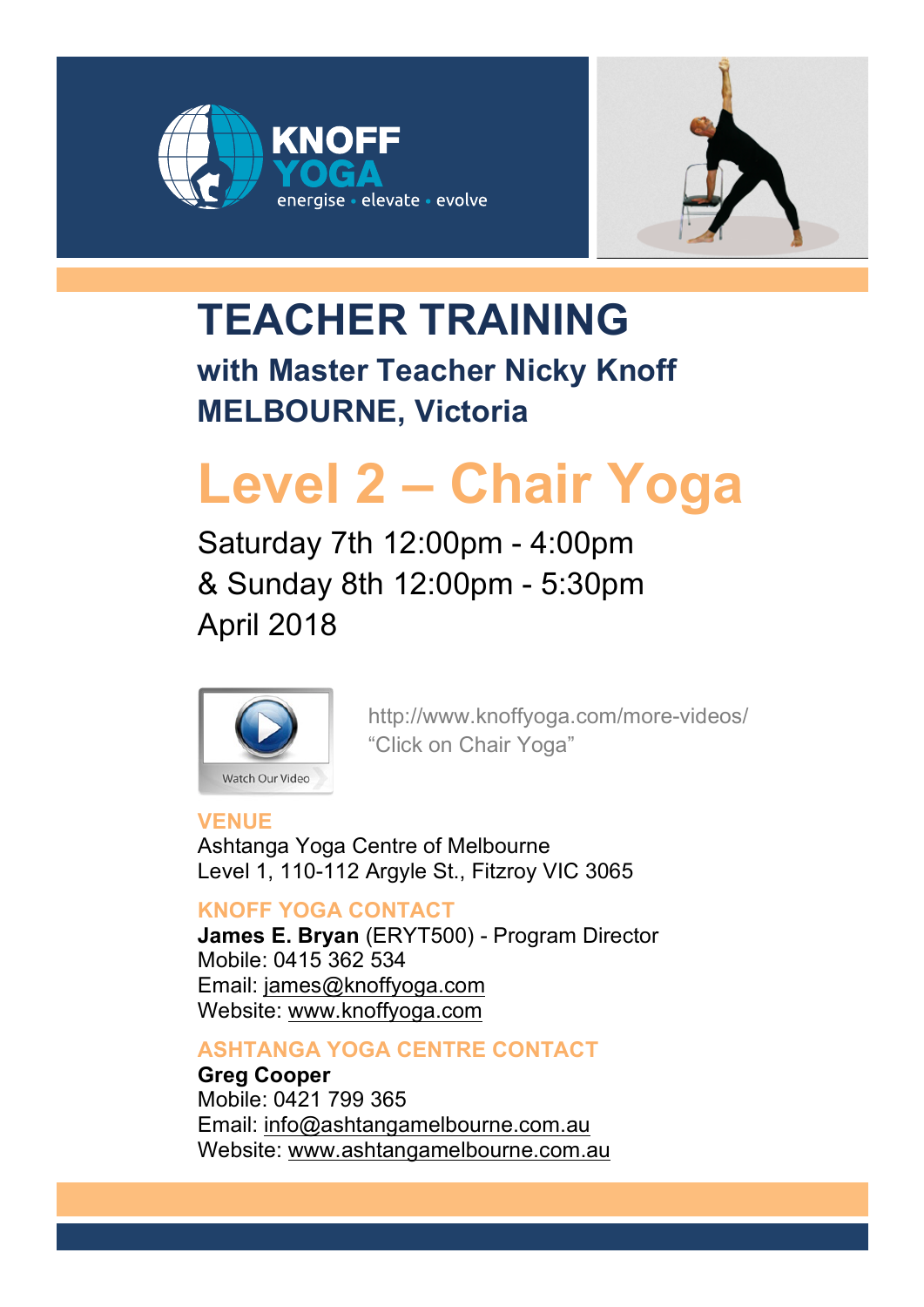KNOFF YOGA

energise • elevate • evolve

# TEACHER TRAINING

## with Master Teacher Nicky Knoff
## MELBOURNE, Victoria

# Level 2 – Chair Yoga

Saturday 7th 12:00pm - 4:00pm
& Sunday 8th 12:00pm - 5:30pm
April 2018

Watch Our Video

http://www.knoffyoga.com/more-videos/
"Click on Chair Yoga"

### VENUE

Ashtanga Yoga Centre of Melbourne
Level 1, 110-112 Argyle St., Fitzroy VIC 3065

### KNOFF YOGA CONTACT

**James E. Bryan** (ERYT500) - Program Director
Mobile: 0415 362 534
Email: james@knoffyoga.com
Website: www.knoffyoga.com

### ASHTANGA YOGA CENTRE CONTACT

**Greg Cooper**
Mobile: 0421 799 365
Email: info@ashtangamelbourne.com.au
Website: www.ashtangamelbourne.com.au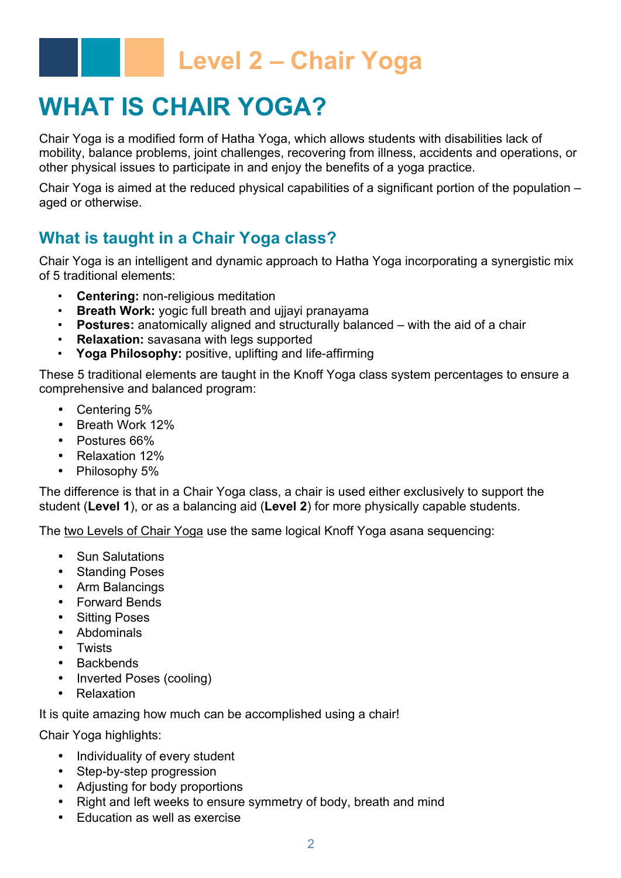# Level 2 – Chair Yoga

# WHAT IS CHAIR YOGA?

Chair Yoga is a modified form of Hatha Yoga, which allows students with disabilities lack of mobility, balance problems, joint challenges, recovering from illness, accidents and operations, or other physical issues to participate in and enjoy the benefits of a yoga practice.

Chair Yoga is aimed at the reduced physical capabilities of a significant portion of the population – aged or otherwise.

## What is taught in a Chair Yoga class?

Chair Yoga is an intelligent and dynamic approach to Hatha Yoga incorporating a synergistic mix of 5 traditional elements:

- **Centering:** non-religious meditation
- **Breath Work:** yogic full breath and ujjayi pranayama
- **Postures:** anatomically aligned and structurally balanced – with the aid of a chair
- **Relaxation:** savasana with legs supported
- **Yoga Philosophy:** positive, uplifting and life-affirming

These 5 traditional elements are taught in the Knoff Yoga class system percentages to ensure a comprehensive and balanced program:

- Centering 5%
- Breath Work 12%
- Postures 66%
- Relaxation 12%
- Philosophy 5%

The difference is that in a Chair Yoga class, a chair is used either exclusively to support the student (**Level 1**), or as a balancing aid (**Level 2**) for more physically capable students.

The two Levels of Chair Yoga use the same logical Knoff Yoga asana sequencing:

- Sun Salutations
- Standing Poses
- Arm Balancings
- Forward Bends
- Sitting Poses
- Abdominals
- Twists
- Backbends
- Inverted Poses (cooling)
- Relaxation

It is quite amazing how much can be accomplished using a chair!

Chair Yoga highlights:

- Individuality of every student
- Step-by-step progression
- Adjusting for body proportions
- Right and left weeks to ensure symmetry of body, breath and mind
- Education as well as exercise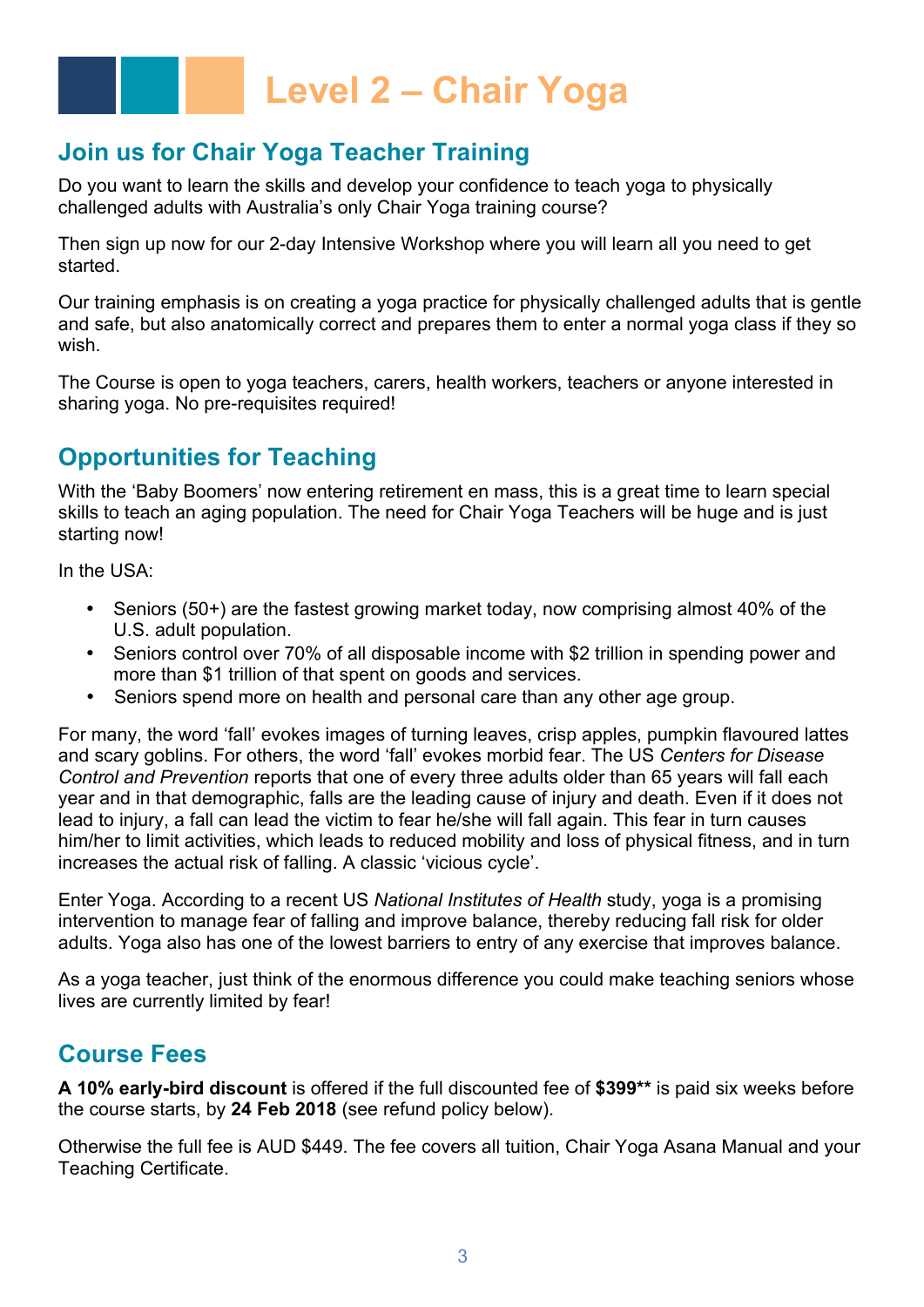# Level 2 – Chair Yoga

## Join us for Chair Yoga Teacher Training

Do you want to learn the skills and develop your confidence to teach yoga to physically challenged adults with Australia's only Chair Yoga training course?

Then sign up now for our 2-day Intensive Workshop where you will learn all you need to get started.

Our training emphasis is on creating a yoga practice for physically challenged adults that is gentle and safe, but also anatomically correct and prepares them to enter a normal yoga class if they so wish.

The Course is open to yoga teachers, carers, health workers, teachers or anyone interested in sharing yoga. No pre-requisites required!

## Opportunities for Teaching

With the 'Baby Boomers' now entering retirement en mass, this is a great time to learn special skills to teach an aging population. The need for Chair Yoga Teachers will be huge and is just starting now!

In the USA:

- Seniors (50+) are the fastest growing market today, now comprising almost 40% of the U.S. adult population.
- Seniors control over 70% of all disposable income with $2 trillion in spending power and more than $1 trillion of that spent on goods and services.
- Seniors spend more on health and personal care than any other age group.

For many, the word 'fall' evokes images of turning leaves, crisp apples, pumpkin flavoured lattes and scary goblins. For others, the word 'fall' evokes morbid fear. The US *Centers for Disease Control and Prevention* reports that one of every three adults older than 65 years will fall each year and in that demographic, falls are the leading cause of injury and death. Even if it does not lead to injury, a fall can lead the victim to fear he/she will fall again. This fear in turn causes him/her to limit activities, which leads to reduced mobility and loss of physical fitness, and in turn increases the actual risk of falling. A classic 'vicious cycle'.

Enter Yoga. According to a recent US *National Institutes of Health* study, yoga is a promising intervention to manage fear of falling and improve balance, thereby reducing fall risk for older adults. Yoga also has one of the lowest barriers to entry of any exercise that improves balance.

As a yoga teacher, just think of the enormous difference you could make teaching seniors whose lives are currently limited by fear!

## Course Fees

**A 10% early-bird discount** is offered if the full discounted fee of **$399**** is paid six weeks before the course starts, by **24 Feb 2018** (see refund policy below).

Otherwise the full fee is AUD $449. The fee covers all tuition, Chair Yoga Asana Manual and your Teaching Certificate.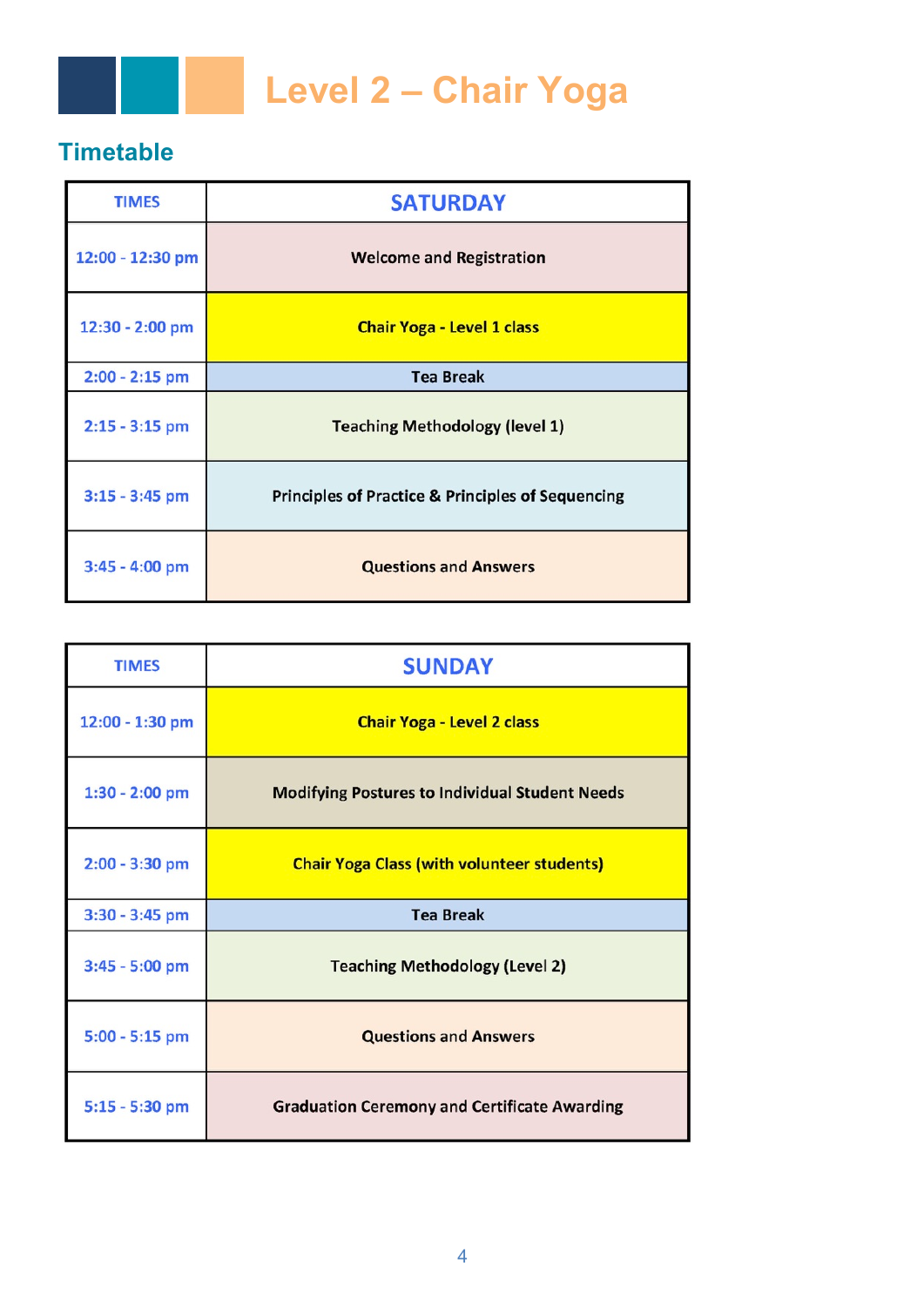# Level 2 – Chair Yoga

## Timetable

| TIMES | SATURDAY |
| --- | --- |
| 12:00 - 12:30 pm | Welcome and Registration |
| 12:30 - 2:00 pm | Chair Yoga - Level 1 class |
| 2:00 - 2:15 pm | Tea Break |
| 2:15 - 3:15 pm | Teaching Methodology (level 1) |
| 3:15 - 3:45 pm | Principles of Practice & Principles of Sequencing |
| 3:45 - 4:00 pm | Questions and Answers |

| TIMES | SUNDAY |
| --- | --- |
| 12:00 - 1:30 pm | Chair Yoga - Level 2 class |
| 1:30 - 2:00 pm | Modifying Postures to Individual Student Needs |
| 2:00 - 3:30 pm | Chair Yoga Class (with volunteer students) |
| 3:30 - 3:45 pm | Tea Break |
| 3:45 - 5:00 pm | Teaching Methodology (Level 2) |
| 5:00 - 5:15 pm | Questions and Answers |
| 5:15 - 5:30 pm | Graduation Ceremony and Certificate Awarding |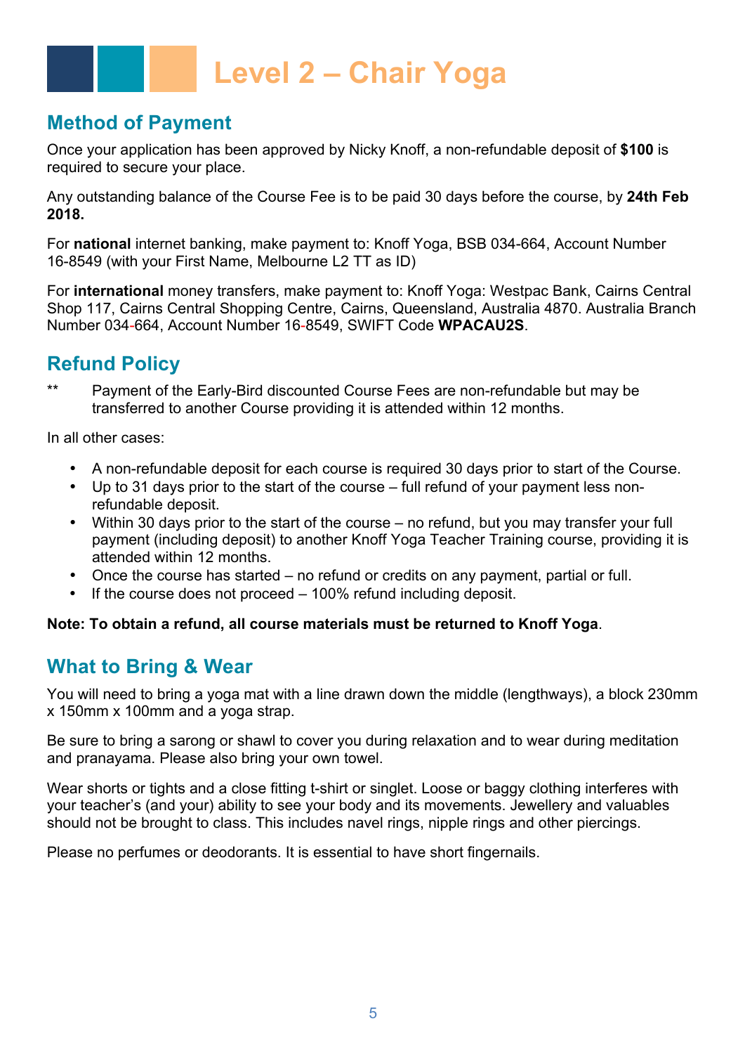# Level 2 – Chair Yoga

## Method of Payment

Once your application has been approved by Nicky Knoff, a non-refundable deposit of **$100** is required to secure your place.

Any outstanding balance of the Course Fee is to be paid 30 days before the course, by **24th Feb 2018.**

For **national** internet banking, make payment to: Knoff Yoga, BSB 034-664, Account Number 16-8549 (with your First Name, Melbourne L2 TT as ID)

For **international** money transfers, make payment to: Knoff Yoga: Westpac Bank, Cairns Central Shop 117, Cairns Central Shopping Centre, Cairns, Queensland, Australia 4870. Australia Branch Number 034-664, Account Number 16-8549, SWIFT Code **WPACAU2S**.

## Refund Policy

** Payment of the Early-Bird discounted Course Fees are non-refundable but may be transferred to another Course providing it is attended within 12 months.

In all other cases:

- A non-refundable deposit for each course is required 30 days prior to start of the Course.
- Up to 31 days prior to the start of the course – full refund of your payment less non-refundable deposit.
- Within 30 days prior to the start of the course – no refund, but you may transfer your full payment (including deposit) to another Knoff Yoga Teacher Training course, providing it is attended within 12 months.
- Once the course has started – no refund or credits on any payment, partial or full.
- If the course does not proceed – 100% refund including deposit.

**Note: To obtain a refund, all course materials must be returned to Knoff Yoga**.

## What to Bring & Wear

You will need to bring a yoga mat with a line drawn down the middle (lengthways), a block 230mm x 150mm x 100mm and a yoga strap.

Be sure to bring a sarong or shawl to cover you during relaxation and to wear during meditation and pranayama. Please also bring your own towel.

Wear shorts or tights and a close fitting t-shirt or singlet. Loose or baggy clothing interferes with your teacher's (and your) ability to see your body and its movements. Jewellery and valuables should not be brought to class. This includes navel rings, nipple rings and other piercings.

Please no perfumes or deodorants. It is essential to have short fingernails.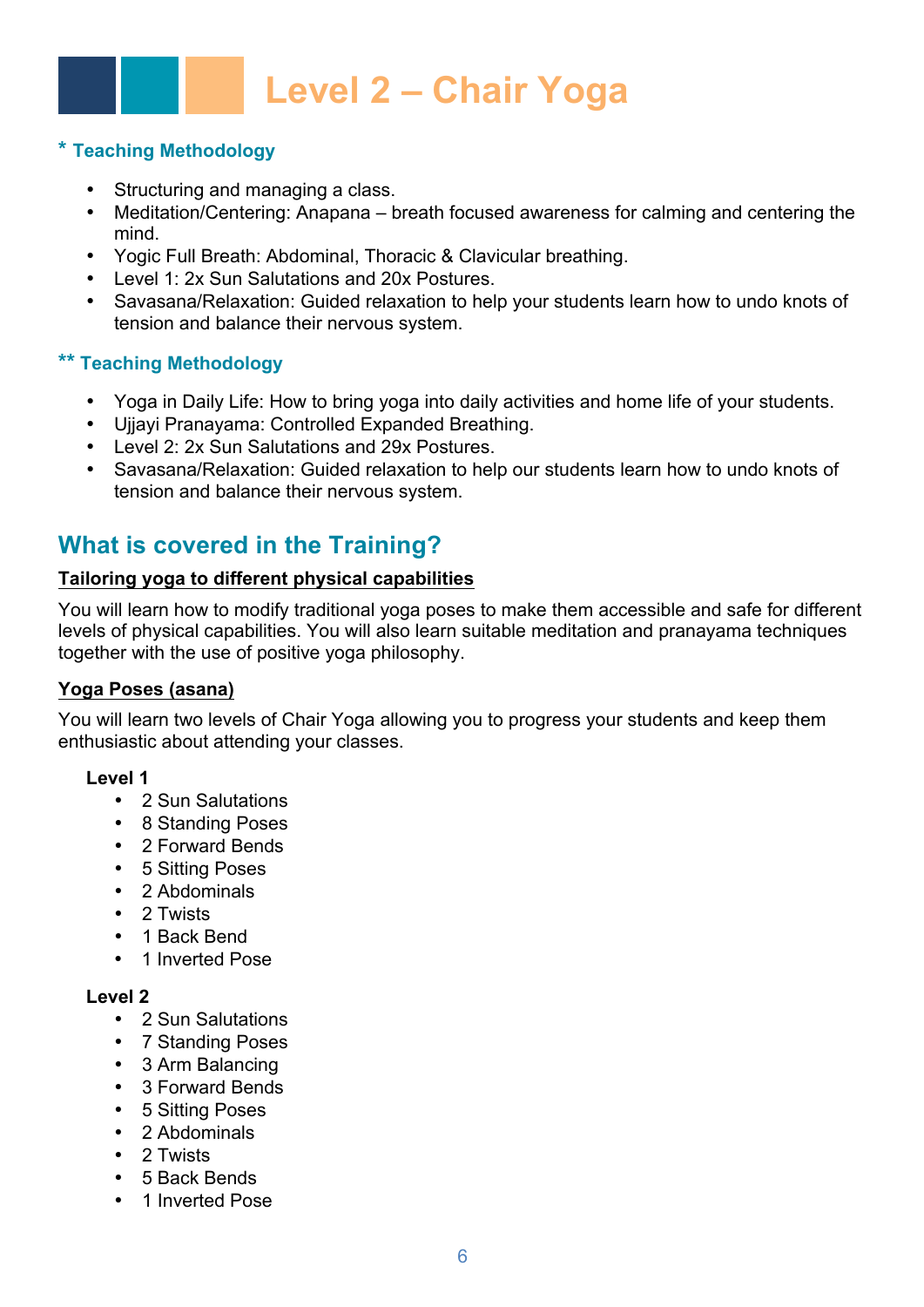# Level 2 – Chair Yoga

### * Teaching Methodology

- Structuring and managing a class.
- Meditation/Centering: Anapana – breath focused awareness for calming and centering the mind.
- Yogic Full Breath: Abdominal, Thoracic & Clavicular breathing.
- Level 1: 2x Sun Salutations and 20x Postures.
- Savasana/Relaxation: Guided relaxation to help your students learn how to undo knots of tension and balance their nervous system.

### ** Teaching Methodology

- Yoga in Daily Life: How to bring yoga into daily activities and home life of your students.
- Ujjayi Pranayama: Controlled Expanded Breathing.
- Level 2: 2x Sun Salutations and 29x Postures.
- Savasana/Relaxation: Guided relaxation to help our students learn how to undo knots of tension and balance their nervous system.

## What is covered in the Training?

**Tailoring yoga to different physical capabilities**

You will learn how to modify traditional yoga poses to make them accessible and safe for different levels of physical capabilities. You will also learn suitable meditation and pranayama techniques together with the use of positive yoga philosophy.

**Yoga Poses (asana)**

You will learn two levels of Chair Yoga allowing you to progress your students and keep them enthusiastic about attending your classes.

**Level 1**

- 2 Sun Salutations
- 8 Standing Poses
- 2 Forward Bends
- 5 Sitting Poses
- 2 Abdominals
- 2 Twists
- 1 Back Bend
- 1 Inverted Pose

**Level 2**

- 2 Sun Salutations
- 7 Standing Poses
- 3 Arm Balancing
- 3 Forward Bends
- 5 Sitting Poses
- 2 Abdominals
- 2 Twists
- 5 Back Bends
- 1 Inverted Pose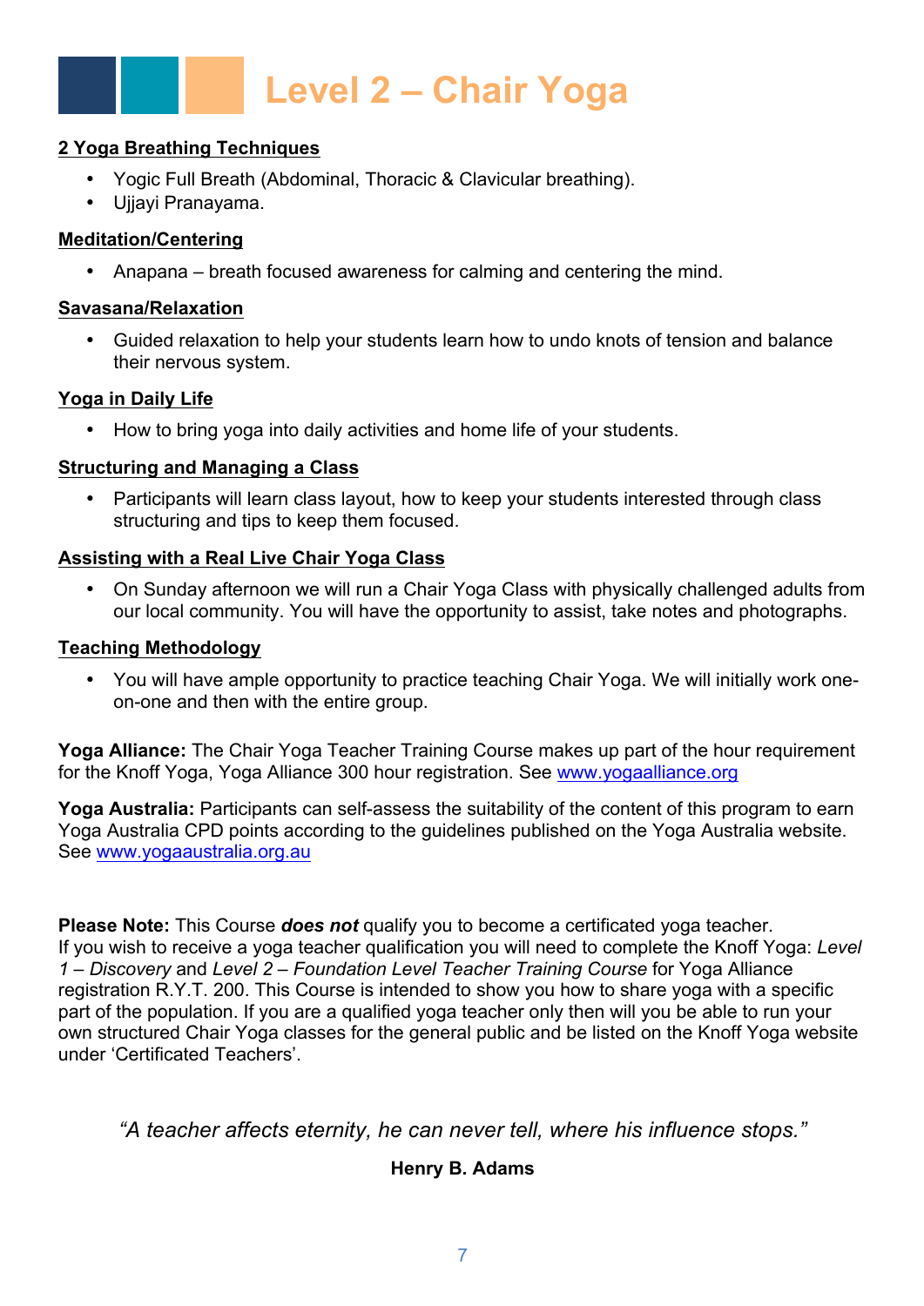# Level 2 – Chair Yoga

**2 Yoga Breathing Techniques**

- Yogic Full Breath (Abdominal, Thoracic & Clavicular breathing).
- Ujjayi Pranayama.

**Meditation/Centering**

- Anapana – breath focused awareness for calming and centering the mind.

**Savasana/Relaxation**

- Guided relaxation to help your students learn how to undo knots of tension and balance their nervous system.

**Yoga in Daily Life**

- How to bring yoga into daily activities and home life of your students.

**Structuring and Managing a Class**

- Participants will learn class layout, how to keep your students interested through class structuring and tips to keep them focused.

**Assisting with a Real Live Chair Yoga Class**

- On Sunday afternoon we will run a Chair Yoga Class with physically challenged adults from our local community. You will have the opportunity to assist, take notes and photographs.

**Teaching Methodology**

- You will have ample opportunity to practice teaching Chair Yoga. We will initially work one-on-one and then with the entire group.

**Yoga Alliance:** The Chair Yoga Teacher Training Course makes up part of the hour requirement for the Knoff Yoga, Yoga Alliance 300 hour registration. See www.yogaalliance.org

**Yoga Australia:** Participants can self-assess the suitability of the content of this program to earn Yoga Australia CPD points according to the guidelines published on the Yoga Australia website. See www.yogaaustralia.org.au

**Please Note:** This Course ***does not*** qualify you to become a certificated yoga teacher. If you wish to receive a yoga teacher qualification you will need to complete the Knoff Yoga: *Level 1 – Discovery* and *Level 2 – Foundation Level Teacher Training Course* for Yoga Alliance registration R.Y.T. 200. This Course is intended to show you how to share yoga with a specific part of the population. If you are a qualified yoga teacher only then will you be able to run your own structured Chair Yoga classes for the general public and be listed on the Knoff Yoga website under 'Certificated Teachers'.

*"A teacher affects eternity, he can never tell, where his influence stops."*

**Henry B. Adams**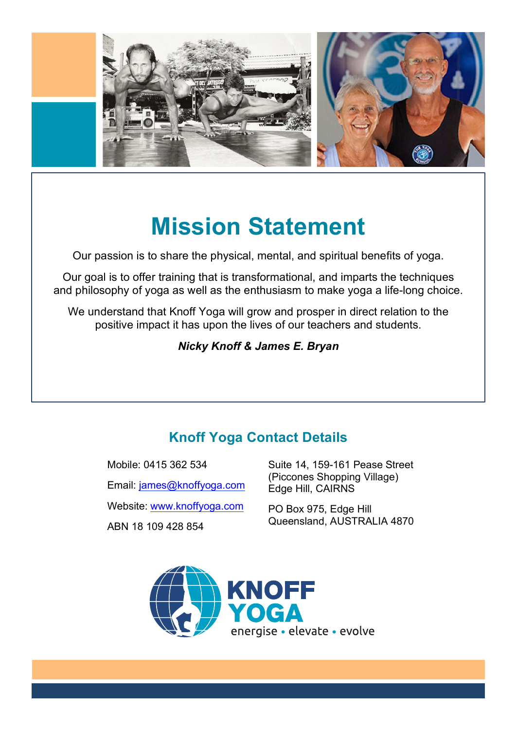# Mission Statement

Our passion is to share the physical, mental, and spiritual benefits of yoga.

Our goal is to offer training that is transformational, and imparts the techniques and philosophy of yoga as well as the enthusiasm to make yoga a life-long choice.

We understand that Knoff Yoga will grow and prosper in direct relation to the positive impact it has upon the lives of our teachers and students.

***Nicky Knoff & James E. Bryan***

## Knoff Yoga Contact Details

Mobile: 0415 362 534

Email: james@knoffyoga.com

Website: www.knoffyoga.com

ABN 18 109 428 854

Suite 14, 159-161 Pease Street
(Piccones Shopping Village)
Edge Hill, CAIRNS

PO Box 975, Edge Hill
Queensland, AUSTRALIA 4870

KNOFF YOGA
energise • elevate • evolve